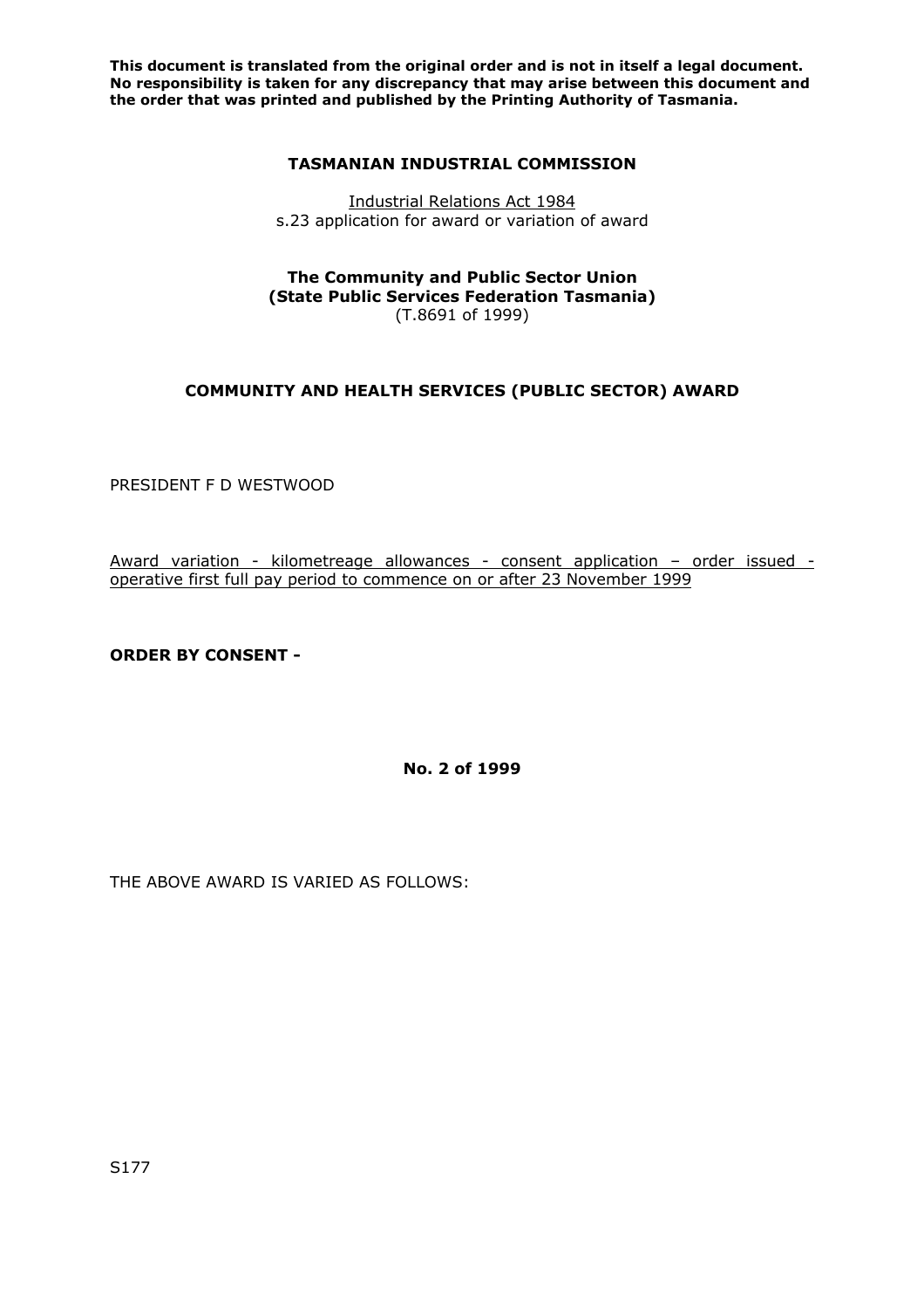**This document is translated from the original order and is not in itself a legal document. No responsibility is taken for any discrepancy that may arise between this document and the order that was printed and published by the Printing Authority of Tasmania.**

**TASMANIAN INDUSTRIAL COMMISSION**

Industrial Relations Act 1984
s.23 application for award or variation of award

**The Community and Public Sector Union**
**(State Public Services Federation Tasmania)**
(T.8691 of 1999)

**COMMUNITY AND HEALTH SERVICES (PUBLIC SECTOR) AWARD**

PRESIDENT F D WESTWOOD

Award variation - kilometreage allowances - consent application – order issued - operative first full pay period to commence on or after 23 November 1999

**ORDER BY CONSENT -**

**No. 2 of 1999**

THE ABOVE AWARD IS VARIED AS FOLLOWS:

S177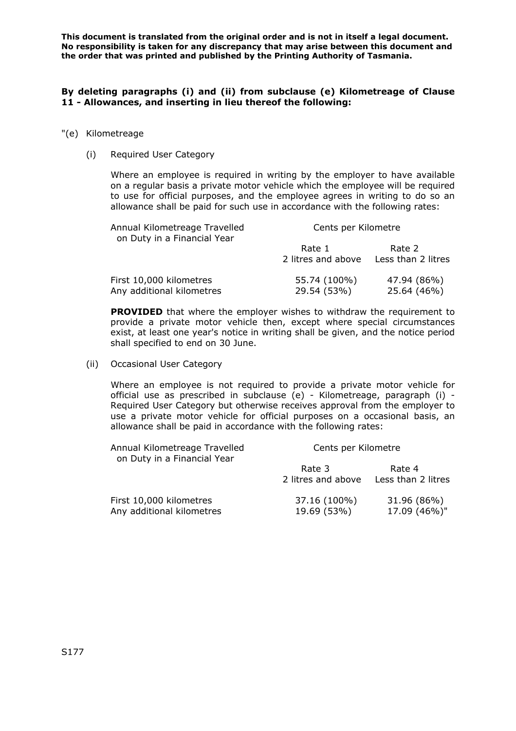**This document is translated from the original order and is not in itself a legal document. No responsibility is taken for any discrepancy that may arise between this document and the order that was printed and published by the Printing Authority of Tasmania.**

**By deleting paragraphs (i) and (ii) from subclause (e) Kilometreage of Clause 11 - Allowances, and inserting in lieu thereof the following:**

"(e) Kilometreage

(i) Required User Category

Where an employee is required in writing by the employer to have available on a regular basis a private motor vehicle which the employee will be required to use for official purposes, and the employee agrees in writing to do so an allowance shall be paid for such use in accordance with the following rates:

| Annual Kilometreage Travelled on Duty in a Financial Year | Cents per Kilometre | |
|---|---|---|
| | Rate 1<br>2 litres and above | Rate 2<br>Less than 2 litres |
| First 10,000 kilometres | 55.74 (100%) | 47.94 (86%) |
| Any additional kilometres | 29.54 (53%) | 25.64 (46%) |

**PROVIDED** that where the employer wishes to withdraw the requirement to provide a private motor vehicle then, except where special circumstances exist, at least one year's notice in writing shall be given, and the notice period shall specified to end on 30 June.

(ii) Occasional User Category

Where an employee is not required to provide a private motor vehicle for official use as prescribed in subclause (e) - Kilometreage, paragraph (i) - Required User Category but otherwise receives approval from the employer to use a private motor vehicle for official purposes on a occasional basis, an allowance shall be paid in accordance with the following rates:

| Annual Kilometreage Travelled on Duty in a Financial Year | Cents per Kilometre | |
|---|---|---|
| | Rate 3<br>2 litres and above | Rate 4<br>Less than 2 litres |
| First 10,000 kilometres | 37.16 (100%) | 31.96 (86%) |
| Any additional kilometres | 19.69 (53%) | 17.09 (46%)" |

S177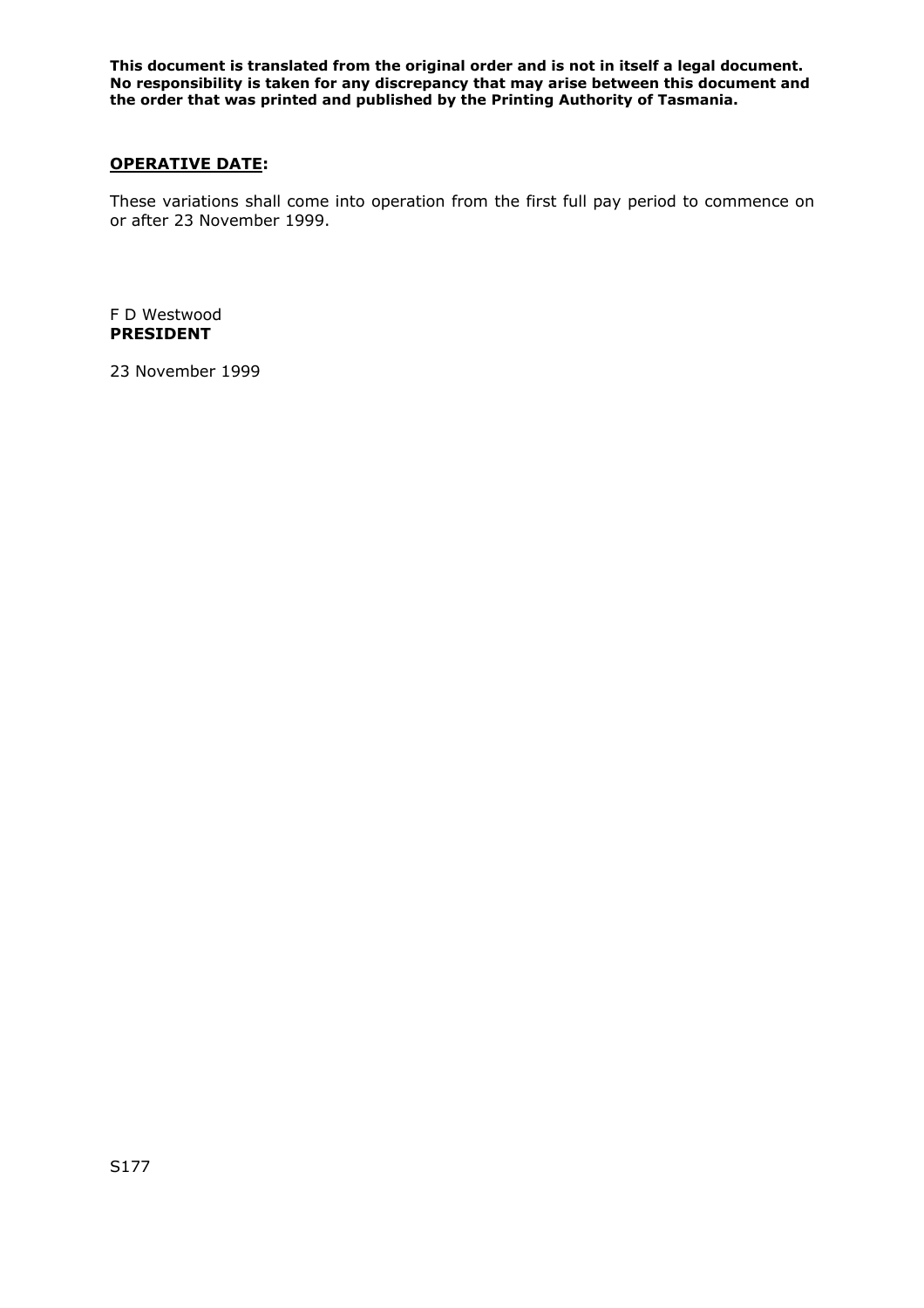**This document is translated from the original order and is not in itself a legal document. No responsibility is taken for any discrepancy that may arise between this document and the order that was printed and published by the Printing Authority of Tasmania.**

## OPERATIVE DATE:

These variations shall come into operation from the first full pay period to commence on or after 23 November 1999.

F D Westwood
**PRESIDENT**

23 November 1999

S177